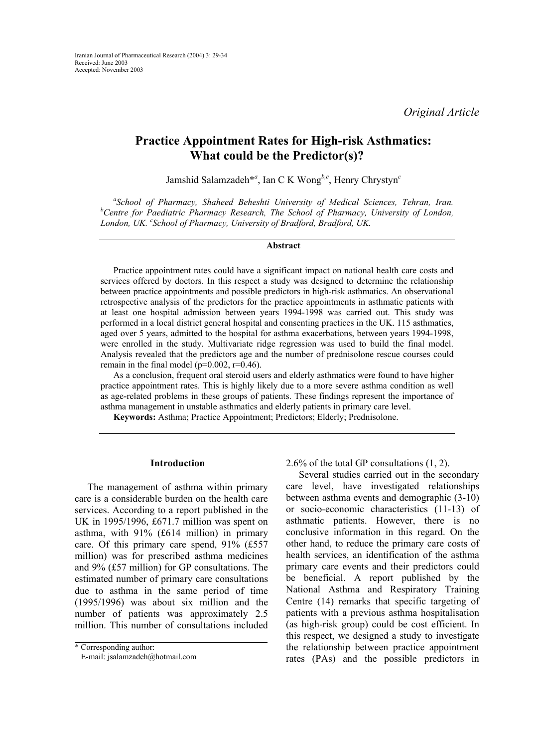*Original Article*

# Practice Appointment Rates for High-risk Asthmatics: What could be the Predictor(s)?

Jamshid Salamzadeh*[a], Ian C K Wong[b,c], Henry Chrystyn[c]

[a]*School of Pharmacy, Shaheed Beheshti University of Medical Sciences, Tehran, Iran.* [b]*Centre for Paediatric Pharmacy Research, The School of Pharmacy, University of London, London, UK.* [c]*School of Pharmacy, University of Bradford, Bradford, UK.*

## Abstract

Practice appointment rates could have a significant impact on national health care costs and services offered by doctors. In this respect a study was designed to determine the relationship between practice appointments and possible predictors in high-risk asthmatics. An observational retrospective analysis of the predictors for the practice appointments in asthmatic patients with at least one hospital admission between years 1994-1998 was carried out. This study was performed in a local district general hospital and consenting practices in the UK. 115 asthmatics, aged over 5 years, admitted to the hospital for asthma exacerbations, between years 1994-1998, were enrolled in the study. Multivariate ridge regression was used to build the final model. Analysis revealed that the predictors age and the number of prednisolone rescue courses could remain in the final model ($p=0.002$, $r=0.46$).

As a conclusion, frequent oral steroid users and elderly asthmatics were found to have higher practice appointment rates. This is highly likely due to a more severe asthma condition as well as age-related problems in these groups of patients. These findings represent the importance of asthma management in unstable asthmatics and elderly patients in primary care level.

**Keywords:** Asthma; Practice Appointment; Predictors; Elderly; Prednisolone.

## Introduction

The management of asthma within primary care is a considerable burden on the health care services. According to a report published in the UK in 1995/1996, £671.7 million was spent on asthma, with 91% (£614 million) in primary care. Of this primary care spend, 91% (£557 million) was for prescribed asthma medicines and 9% (£57 million) for GP consultations. The estimated number of primary care consultations due to asthma in the same period of time (1995/1996) was about six million and the number of patients was approximately 2.5 million. This number of consultations included 2.6% of the total GP consultations (1, 2).

Several studies carried out in the secondary care level, have investigated relationships between asthma events and demographic (3-10) or socio-economic characteristics (11-13) of asthmatic patients. However, there is no conclusive information in this regard. On the other hand, to reduce the primary care costs of health services, an identification of the asthma primary care events and their predictors could be beneficial. A report published by the National Asthma and Respiratory Training Centre (14) remarks that specific targeting of patients with a previous asthma hospitalisation (as high-risk group) could be cost efficient. In this respect, we designed a study to investigate the relationship between practice appointment rates (PAs) and the possible predictors in

\* Corresponding author:
E-mail: jsalamzadeh@hotmail.com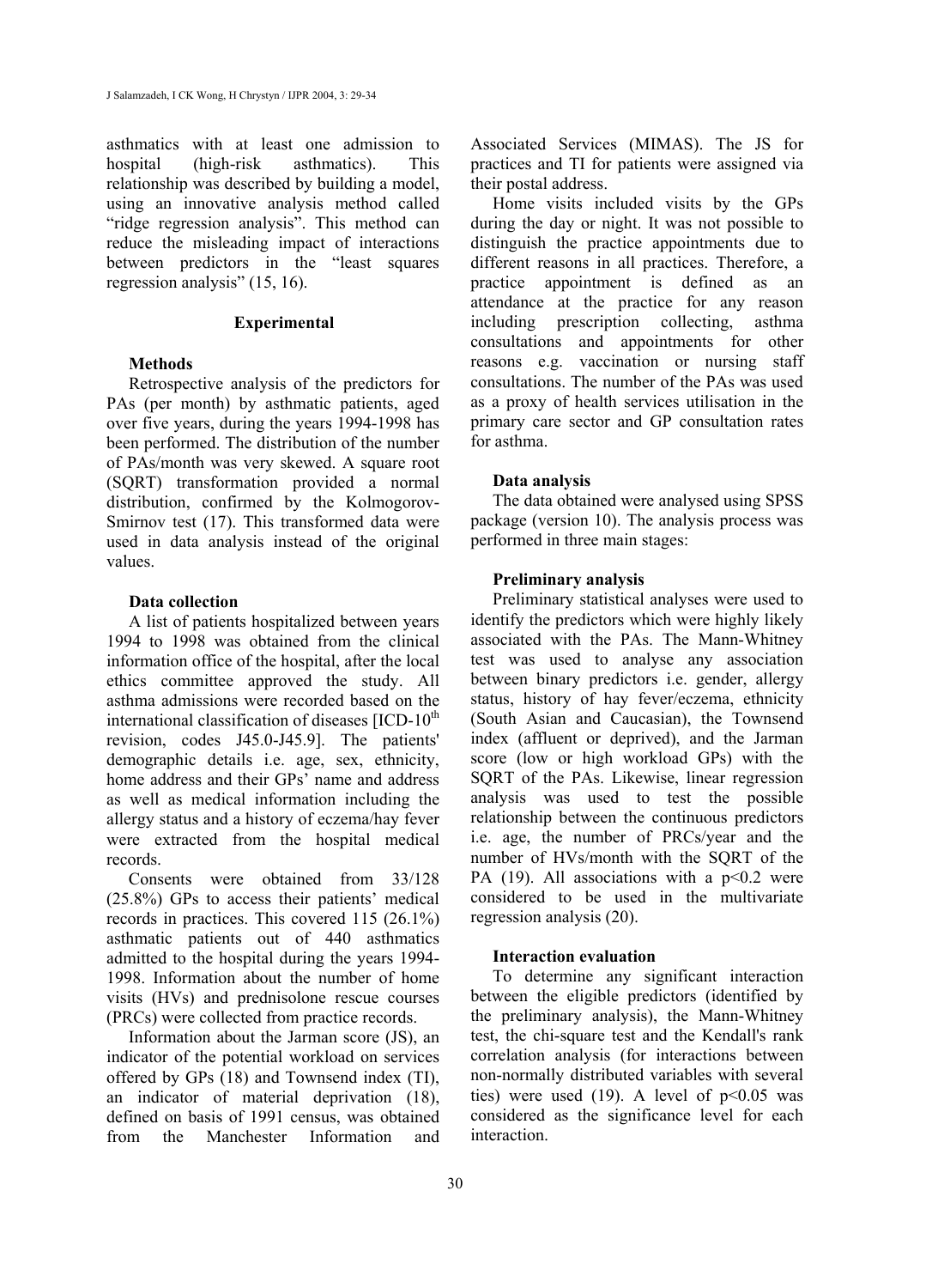asthmatics with at least one admission to hospital (high-risk asthmatics). This relationship was described by building a model, using an innovative analysis method called "ridge regression analysis". This method can reduce the misleading impact of interactions between predictors in the "least squares regression analysis" (15, 16).

## Experimental

### Methods

Retrospective analysis of the predictors for PAs (per month) by asthmatic patients, aged over five years, during the years 1994-1998 has been performed. The distribution of the number of PAs/month was very skewed. A square root (SQRT) transformation provided a normal distribution, confirmed by the Kolmogorov-Smirnov test (17). This transformed data were used in data analysis instead of the original values.

### Data collection

A list of patients hospitalized between years 1994 to 1998 was obtained from the clinical information office of the hospital, after the local ethics committee approved the study. All asthma admissions were recorded based on the international classification of diseases [ICD-10th revision, codes J45.0-J45.9]. The patients' demographic details i.e. age, sex, ethnicity, home address and their GPs' name and address as well as medical information including the allergy status and a history of eczema/hay fever were extracted from the hospital medical records.

Consents were obtained from 33/128 (25.8%) GPs to access their patients' medical records in practices. This covered 115 (26.1%) asthmatic patients out of 440 asthmatics admitted to the hospital during the years 1994-1998. Information about the number of home visits (HVs) and prednisolone rescue courses (PRCs) were collected from practice records.

Information about the Jarman score (JS), an indicator of the potential workload on services offered by GPs (18) and Townsend index (TI), an indicator of material deprivation (18), defined on basis of 1991 census, was obtained from the Manchester Information and Associated Services (MIMAS). The JS for practices and TI for patients were assigned via their postal address.

Home visits included visits by the GPs during the day or night. It was not possible to distinguish the practice appointments due to different reasons in all practices. Therefore, a practice appointment is defined as an attendance at the practice for any reason including prescription collecting, asthma consultations and appointments for other reasons e.g. vaccination or nursing staff consultations. The number of the PAs was used as a proxy of health services utilisation in the primary care sector and GP consultation rates for asthma.

### Data analysis

The data obtained were analysed using SPSS package (version 10). The analysis process was performed in three main stages:

### Preliminary analysis

Preliminary statistical analyses were used to identify the predictors which were highly likely associated with the PAs. The Mann-Whitney test was used to analyse any association between binary predictors i.e. gender, allergy status, history of hay fever/eczema, ethnicity (South Asian and Caucasian), the Townsend index (affluent or deprived), and the Jarman score (low or high workload GPs) with the SQRT of the PAs. Likewise, linear regression analysis was used to test the possible relationship between the continuous predictors i.e. age, the number of PRCs/year and the number of HVs/month with the SQRT of the PA (19). All associations with a $p<0.2$ were considered to be used in the multivariate regression analysis (20).

### Interaction evaluation

To determine any significant interaction between the eligible predictors (identified by the preliminary analysis), the Mann-Whitney test, the chi-square test and the Kendall's rank correlation analysis (for interactions between non-normally distributed variables with several ties) were used (19). A level of $p<0.05$ was considered as the significance level for each interaction.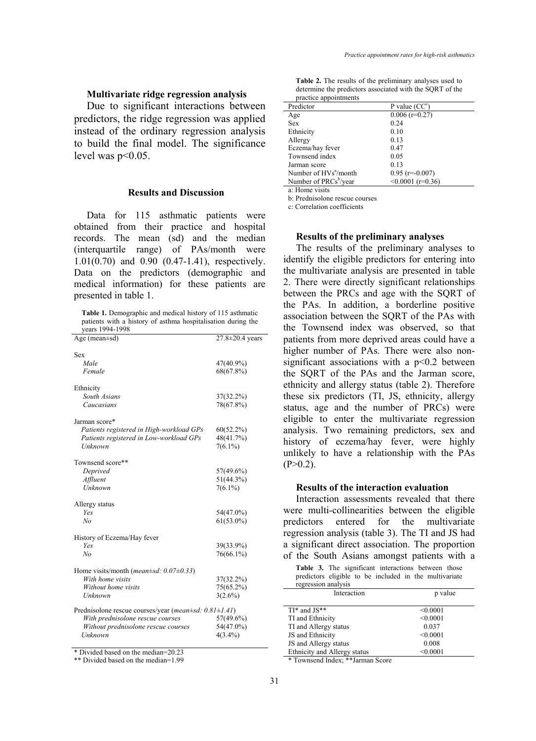### Multivariate ridge regression analysis

Due to significant interactions between predictors, the ridge regression was applied instead of the ordinary regression analysis to build the final model. The significance level was $p<0.05$.

## Results and Discussion

Data for 115 asthmatic patients were obtained from their practice and hospital records. The mean (sd) and the median (interquartile range) of PAs/month were 1.01(0.70) and 0.90 (0.47-1.41), respectively. Data on the predictors (demographic and medical information) for these patients are presented in table 1.

**Table 1.** Demographic and medical history of 115 asthmatic patients with a history of asthma hospitalisation during the years 1994-1998

| | |
|---|---|
| Age (mean±sd) | 27.8±20.4 years |
| | |
| Sex | |
| *Male* | 47(40.9%) |
| *Female* | 68(67.8%) |
| | |
| Ethnicity | |
| *South Asians* | 37(32.2%) |
| *Caucasians* | 78(67.8%) |
| | |
| Jarman score* | |
| *Patients registered in High-workload GPs* | 60(52.2%) |
| *Patients registered in Low-workload GPs* | 48(41.7%) |
| *Unknown* | 7(6.1%) |
| | |
| Townsend score** | |
| *Deprived* | 57(49.6%) |
| *Affluent* | 51(44.3%) |
| *Unknown* | 7(6.1%) |
| | |
| Allergy status | |
| *Yes* | 54(47.0%) |
| *No* | 61(53.0%) |
| | |
| History of Eczema/Hay fever | |
| *Yes* | 39(33.9%) |
| *No* | 76(66.1%) |
| | |
| Home visits/month (*mean±sd: 0.07±0.33*) | |
| *With home visits* | 37(32.2%) |
| *Without home visits* | 75(65.2%) |
| *Unknown* | 3(2.6%) |
| | |
| Prednisolone rescue courses/year (*mean±sd: 0.81±1.41*) | |
| *With prednisolone rescue courses* | 57(49.6%) |
| *Without prednisolone rescue courses* | 54(47.0%) |
| *Unknown* | 4(3.4%) |

\* Divided based on the median=20.23

\*\* Divided based on the median=1.99

**Table 2.** The results of the preliminary analyses used to determine the predictors associated with the SQRT of the practice appointments

| Predictor | P value (CC[c]) |
|---|---|
| Age | 0.006 (r=0.27) |
| Sex | 0.24 |
| Ethnicity | 0.10 |
| Allergy | 0.13 |
| Eczema/hay fever | 0.47 |
| Townsend index | 0.05 |
| Jarman score | 0.13 |
| Number of HVs[a]/month | 0.95 (r=-0.007) |
| Number of PRCs[b]/year | <0.0001 (r=0.36) |

a: Home visits

b: Prednisolone rescue courses

c: Correlation coefficients

### Results of the preliminary analyses

The results of the preliminary analyses to identify the eligible predictors for entering into the multivariate analysis are presented in table 2. There were directly significant relationships between the PRCs and age with the SQRT of the PAs. In addition, a borderline positive association between the SQRT of the PAs with the Townsend index was observed, so that patients from more deprived areas could have a higher number of PAs. There were also non-significant associations with a $p<0.2$ between the SQRT of the PAs and the Jarman score, ethnicity and allergy status (table 2). Therefore these six predictors (TI, JS, ethnicity, allergy status, age and the number of PRCs) were eligible to enter the multivariate regression analysis. Two remaining predictors, sex and history of eczema/hay fever, were highly unlikely to have a relationship with the PAs ($P>0.2$).

### Results of the interaction evaluation

Interaction assessments revealed that there were multi-collinearities between the eligible predictors entered for the multivariate regression analysis (table 3). The TI and JS had a significant direct association. The proportion of the South Asians amongst patients with a

**Table 3.** The significant interactions between those predictors eligible to be included in the multivariate regression analysis

| Interaction | p value |
|---|---|
| TI* and JS** | <0.0001 |
| TI and Ethnicity | <0.0001 |
| TI and Allergy status | 0.037 |
| JS and Ethnicity | <0.0001 |
| JS and Allergy status | 0.008 |
| Ethnicity and Allergy status | <0.0001 |

\* Townsend Index; \*\*Jarman Score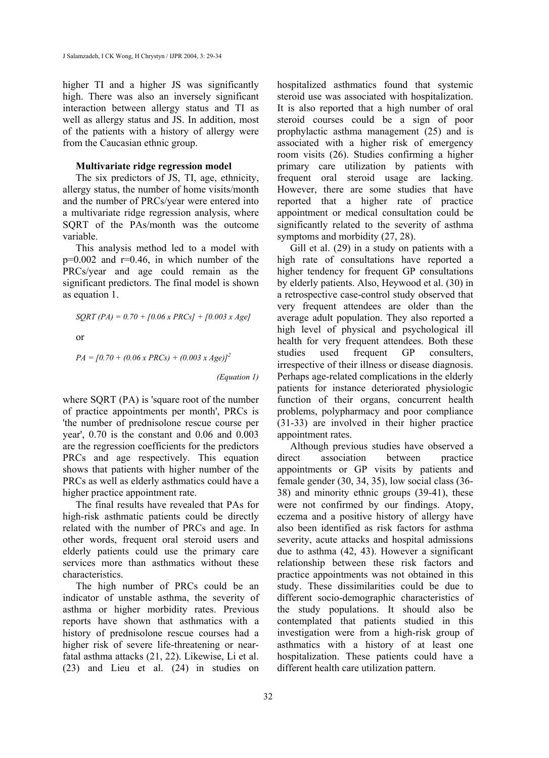higher TI and a higher JS was significantly high. There was also an inversely significant interaction between allergy status and TI as well as allergy status and JS. In addition, most of the patients with a history of allergy were from the Caucasian ethnic group.

### Multivariate ridge regression model

The six predictors of JS, TI, age, ethnicity, allergy status, the number of home visits/month and the number of PRCs/year were entered into a multivariate ridge regression analysis, where SQRT of the PAs/month was the outcome variable.

This analysis method led to a model with p=0.002 and r=0.46, in which number of the PRCs/year and age could remain as the significant predictors. The final model is shown as equation 1.

$$SQRT\ (PA) = 0.70 + [0.06 \times PRCs] + [0.003 \times Age]$$

or

$$PA = [0.70 + (0.06 \times PRCs) + (0.003 \times Age)]^2$$

*(Equation 1)*

where SQRT (PA) is 'square root of the number of practice appointments per month', PRCs is 'the number of prednisolone rescue course per year', 0.70 is the constant and 0.06 and 0.003 are the regression coefficients for the predictors PRCs and age respectively. This equation shows that patients with higher number of the PRCs as well as elderly asthmatics could have a higher practice appointment rate.

The final results have revealed that PAs for high-risk asthmatic patients could be directly related with the number of PRCs and age. In other words, frequent oral steroid users and elderly patients could use the primary care services more than asthmatics without these characteristics.

The high number of PRCs could be an indicator of unstable asthma, the severity of asthma or higher morbidity rates. Previous reports have shown that asthmatics with a history of prednisolone rescue courses had a higher risk of severe life-threatening or near-fatal asthma attacks (21, 22). Likewise, Li et al. (23) and Lieu et al. (24) in studies on hospitalized asthmatics found that systemic steroid use was associated with hospitalization. It is also reported that a high number of oral steroid courses could be a sign of poor prophylactic asthma management (25) and is associated with a higher risk of emergency room visits (26). Studies confirming a higher primary care utilization by patients with frequent oral steroid usage are lacking. However, there are some studies that have reported that a higher rate of practice appointment or medical consultation could be significantly related to the severity of asthma symptoms and morbidity (27, 28).

Gill et al. (29) in a study on patients with a high rate of consultations have reported a higher tendency for frequent GP consultations by elderly patients. Also, Heywood et al. (30) in a retrospective case-control study observed that very frequent attendees are older than the average adult population. They also reported a high level of physical and psychological ill health for very frequent attendees. Both these studies used frequent GP consulters, irrespective of their illness or disease diagnosis. Perhaps age-related complications in the elderly patients for instance deteriorated physiologic function of their organs, concurrent health problems, polypharmacy and poor compliance (31-33) are involved in their higher practice appointment rates.

Although previous studies have observed a direct association between practice appointments or GP visits by patients and female gender (30, 34, 35), low social class (36-38) and minority ethnic groups (39-41), these were not confirmed by our findings. Atopy, eczema and a positive history of allergy have also been identified as risk factors for asthma severity, acute attacks and hospital admissions due to asthma (42, 43). However a significant relationship between these risk factors and practice appointments was not obtained in this study. These dissimilarities could be due to different socio-demographic characteristics of the study populations. It should also be contemplated that patients studied in this investigation were from a high-risk group of asthmatics with a history of at least one hospitalization. These patients could have a different health care utilization pattern.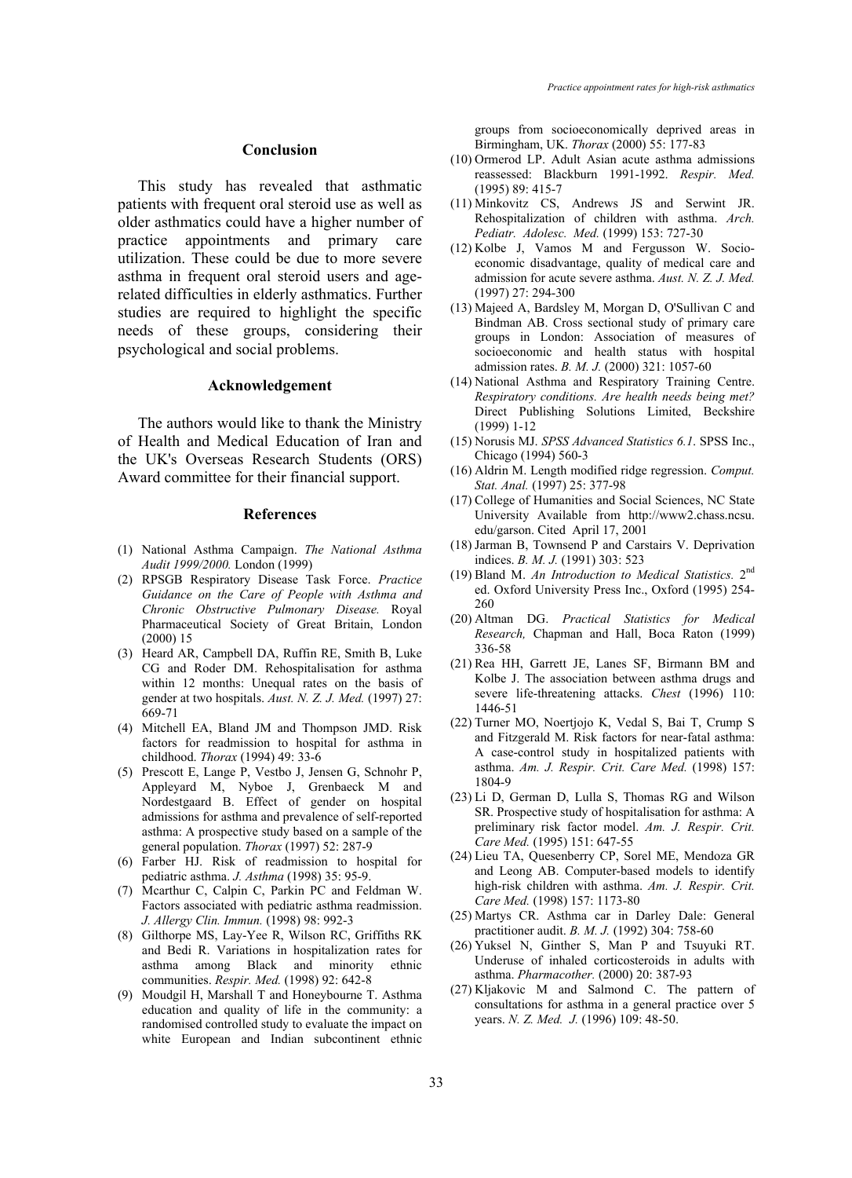## Conclusion

This study has revealed that asthmatic patients with frequent oral steroid use as well as older asthmatics could have a higher number of practice appointments and primary care utilization. These could be due to more severe asthma in frequent oral steroid users and age-related difficulties in elderly asthmatics. Further studies are required to highlight the specific needs of these groups, considering their psychological and social problems.

## Acknowledgement

The authors would like to thank the Ministry of Health and Medical Education of Iran and the UK's Overseas Research Students (ORS) Award committee for their financial support.

## References

(1) National Asthma Campaign. *The National Asthma Audit 1999/2000.* London (1999)

(2) RPSGB Respiratory Disease Task Force. *Practice Guidance on the Care of People with Asthma and Chronic Obstructive Pulmonary Disease.* Royal Pharmaceutical Society of Great Britain, London (2000) 15

(3) Heard AR, Campbell DA, Ruffin RE, Smith B, Luke CG and Roder DM. Rehospitalisation for asthma within 12 months: Unequal rates on the basis of gender at two hospitals. *Aust. N. Z. J. Med.* (1997) 27: 669-71

(4) Mitchell EA, Bland JM and Thompson JMD. Risk factors for readmission to hospital for asthma in childhood. *Thorax* (1994) 49: 33-6

(5) Prescott E, Lange P, Vestbo J, Jensen G, Schnohr P, Appleyard M, Nyboe J, Grenbaeck M and Nordestgaard B. Effect of gender on hospital admissions for asthma and prevalence of self-reported asthma: A prospective study based on a sample of the general population. *Thorax* (1997) 52: 287-9

(6) Farber HJ. Risk of readmission to hospital for pediatric asthma. *J. Asthma* (1998) 35: 95-9.

(7) Mcarthur C, Calpin C, Parkin PC and Feldman W. Factors associated with pediatric asthma readmission. *J. Allergy Clin. Immun.* (1998) 98: 992-3

(8) Gilthorpe MS, Lay-Yee R, Wilson RC, Griffiths RK and Bedi R. Variations in hospitalization rates for asthma among Black and minority ethnic communities. *Respir. Med.* (1998) 92: 642-8

(9) Moudgil H, Marshall T and Honeybourne T. Asthma education and quality of life in the community: a randomised controlled study to evaluate the impact on white European and Indian subcontinent ethnic groups from socioeconomically deprived areas in Birmingham, UK. *Thorax* (2000) 55: 177-83

(10) Ormerod LP. Adult Asian acute asthma admissions reassessed: Blackburn 1991-1992. *Respir. Med.* (1995) 89: 415-7

(11) Minkovitz CS, Andrews JS and Serwint JR. Rehospitalization of children with asthma. *Arch. Pediatr. Adolesc. Med.* (1999) 153: 727-30

(12) Kolbe J, Vamos M and Fergusson W. Socio-economic disadvantage, quality of medical care and admission for acute severe asthma. *Aust. N. Z. J. Med.* (1997) 27: 294-300

(13) Majeed A, Bardsley M, Morgan D, O'Sullivan C and Bindman AB. Cross sectional study of primary care groups in London: Association of measures of socioeconomic and health status with hospital admission rates. *B. M. J.* (2000) 321: 1057-60

(14) National Asthma and Respiratory Training Centre. *Respiratory conditions. Are health needs being met?* Direct Publishing Solutions Limited, Beckshire (1999) 1-12

(15) Norusis MJ. *SPSS Advanced Statistics 6.1*. SPSS Inc., Chicago (1994) 560-3

(16) Aldrin M. Length modified ridge regression. *Comput. Stat. Anal.* (1997) 25: 377-98

(17) College of Humanities and Social Sciences, NC State University Available from http://www2.chass.ncsu.edu/garson. Cited April 17, 2001

(18) Jarman B, Townsend P and Carstairs V. Deprivation indices. *B. M. J.* (1991) 303: 523

(19) Bland M. *An Introduction to Medical Statistics.* 2nd ed. Oxford University Press Inc., Oxford (1995) 254-260

(20) Altman DG. *Practical Statistics for Medical Research,* Chapman and Hall, Boca Raton (1999) 336-58

(21) Rea HH, Garrett JE, Lanes SF, Birmann BM and Kolbe J. The association between asthma drugs and severe life-threatening attacks. *Chest* (1996) 110: 1446-51

(22) Turner MO, Noertjojo K, Vedal S, Bai T, Crump S and Fitzgerald M. Risk factors for near-fatal asthma: A case-control study in hospitalized patients with asthma. *Am. J. Respir. Crit. Care Med.* (1998) 157: 1804-9

(23) Li D, German D, Lulla S, Thomas RG and Wilson SR. Prospective study of hospitalisation for asthma: A preliminary risk factor model. *Am. J. Respir. Crit. Care Med.* (1995) 151: 647-55

(24) Lieu TA, Quesenberry CP, Sorel ME, Mendoza GR and Leong AB. Computer-based models to identify high-risk children with asthma. *Am. J. Respir. Crit. Care Med.* (1998) 157: 1173-80

(25) Martys CR. Asthma car in Darley Dale: General practitioner audit. *B. M. J.* (1992) 304: 758-60

(26) Yuksel N, Ginther S, Man P and Tsuyuki RT. Underuse of inhaled corticosteroids in adults with asthma. *Pharmacother.* (2000) 20: 387-93

(27) Kljakovic M and Salmond C. The pattern of consultations for asthma in a general practice over 5 years. *N. Z. Med. J.* (1996) 109: 48-50.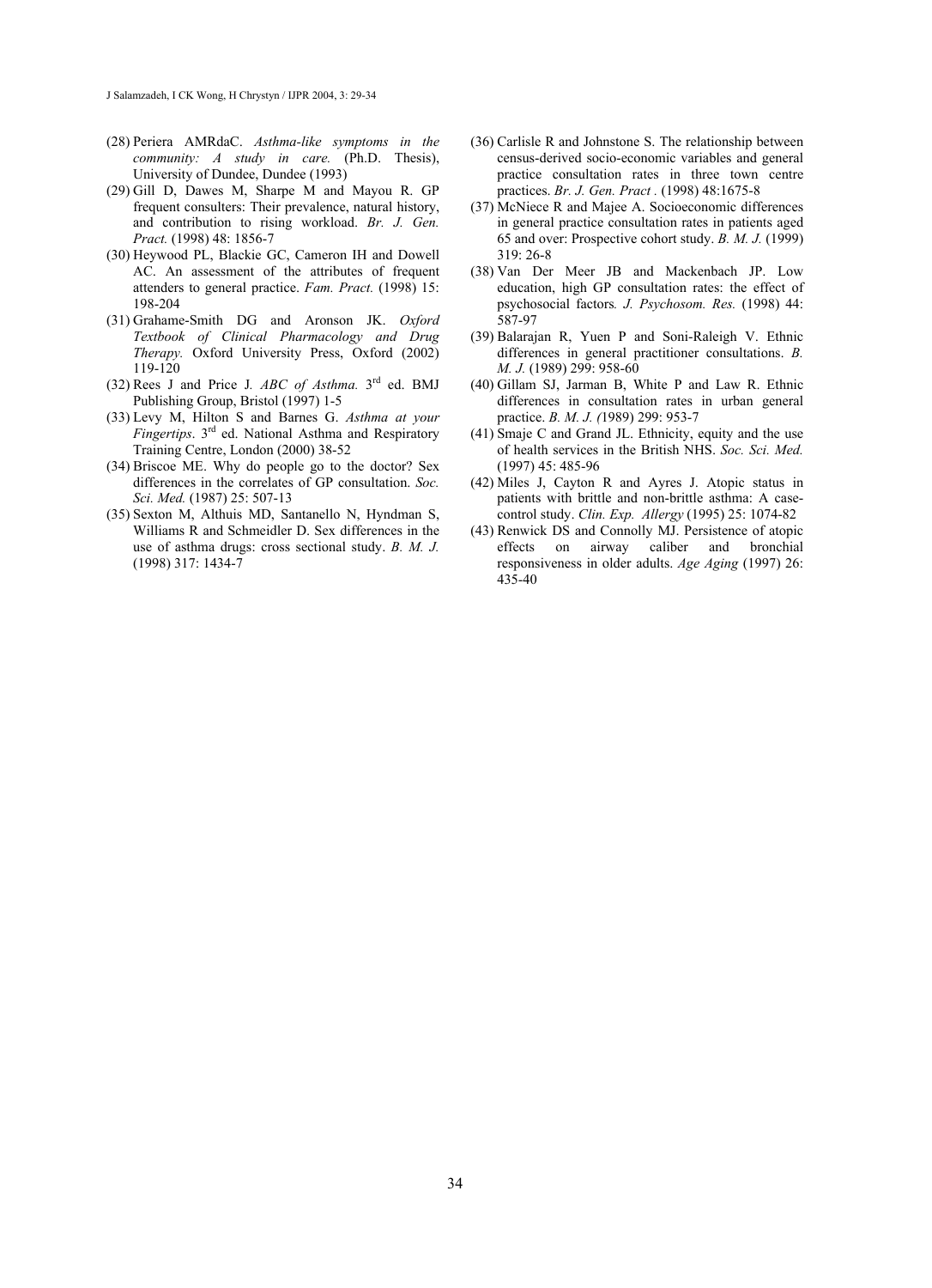(28) Periera AMRdaC. *Asthma-like symptoms in the community: A study in care.* (Ph.D. Thesis), University of Dundee, Dundee (1993)

(29) Gill D, Dawes M, Sharpe M and Mayou R. GP frequent consulters: Their prevalence, natural history, and contribution to rising workload. *Br. J. Gen. Pract.* (1998) 48: 1856-7

(30) Heywood PL, Blackie GC, Cameron IH and Dowell AC. An assessment of the attributes of frequent attenders to general practice. *Fam. Pract.* (1998) 15: 198-204

(31) Grahame-Smith DG and Aronson JK. *Oxford Textbook of Clinical Pharmacology and Drug Therapy.* Oxford University Press, Oxford (2002) 119-120

(32) Rees J and Price J. *ABC of Asthma.* 3rd ed. BMJ Publishing Group, Bristol (1997) 1-5

(33) Levy M, Hilton S and Barnes G. *Asthma at your Fingertips*. 3rd ed. National Asthma and Respiratory Training Centre, London (2000) 38-52

(34) Briscoe ME. Why do people go to the doctor? Sex differences in the correlates of GP consultation. *Soc. Sci. Med.* (1987) 25: 507-13

(35) Sexton M, Althuis MD, Santanello N, Hyndman S, Williams R and Schmeidler D. Sex differences in the use of asthma drugs: cross sectional study. *B. M. J.* (1998) 317: 1434-7

(36) Carlisle R and Johnstone S. The relationship between census-derived socio-economic variables and general practice consultation rates in three town centre practices. *Br. J. Gen. Pract .* (1998) 48:1675-8

(37) McNiece R and Majee A. Socioeconomic differences in general practice consultation rates in patients aged 65 and over: Prospective cohort study. *B. M. J.* (1999) 319: 26-8

(38) Van Der Meer JB and Mackenbach JP. Low education, high GP consultation rates: the effect of psychosocial factors*. J. Psychosom. Res.* (1998) 44: 587-97

(39) Balarajan R, Yuen P and Soni-Raleigh V. Ethnic differences in general practitioner consultations. *B. M. J.* (1989) 299: 958-60

(40) Gillam SJ, Jarman B, White P and Law R. Ethnic differences in consultation rates in urban general practice. *B. M. J. (*1989) 299: 953-7

(41) Smaje C and Grand JL. Ethnicity, equity and the use of health services in the British NHS. *Soc. Sci. Med.* (1997) 45: 485-96

(42) Miles J, Cayton R and Ayres J. Atopic status in patients with brittle and non-brittle asthma: A case-control study. *Clin. Exp. Allergy* (1995) 25: 1074-82

(43) Renwick DS and Connolly MJ. Persistence of atopic effects on airway caliber and bronchial responsiveness in older adults. *Age Aging* (1997) 26: 435-40